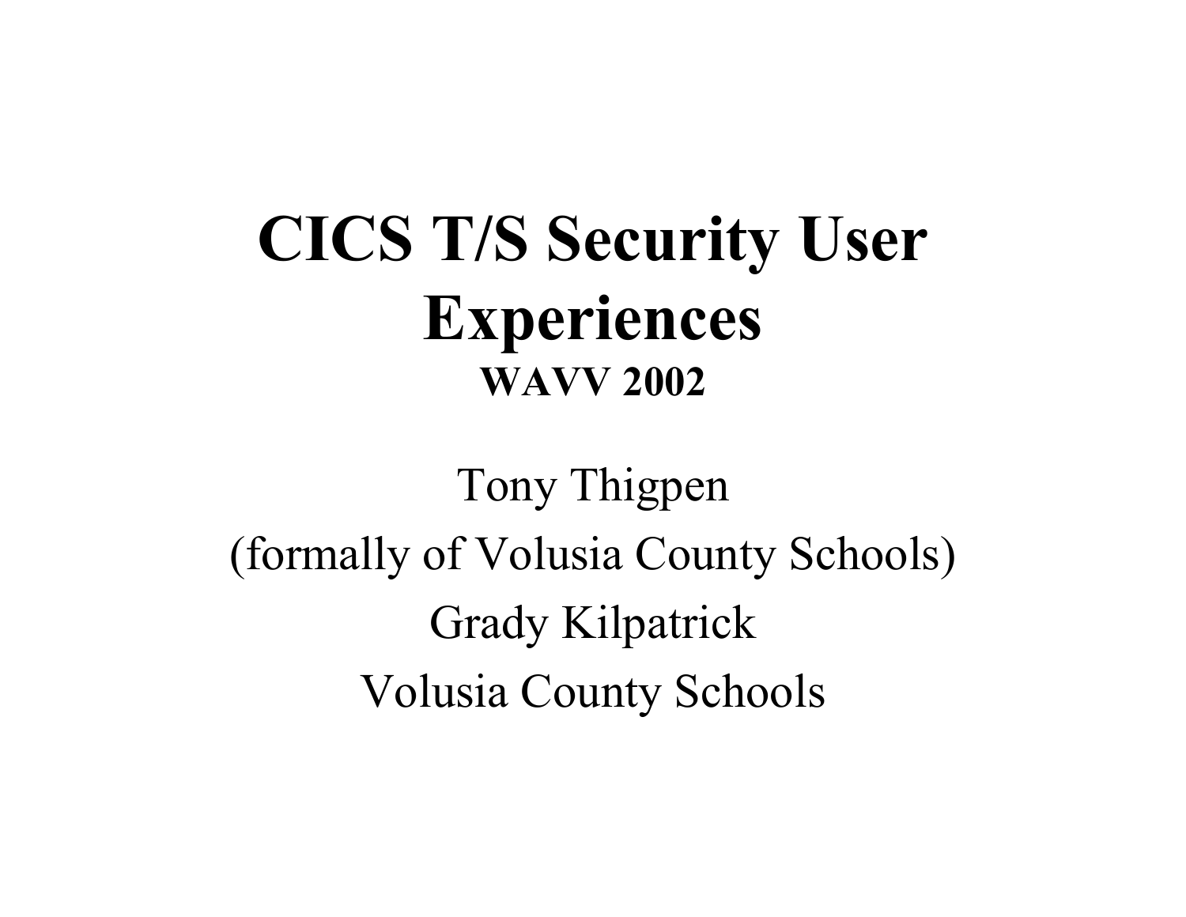# CICS T/S Security User Experiences

**WAVV 2002**

Tony Thigpen

(formally of Volusia County Schools)

Grady Kilpatrick

Volusia County Schools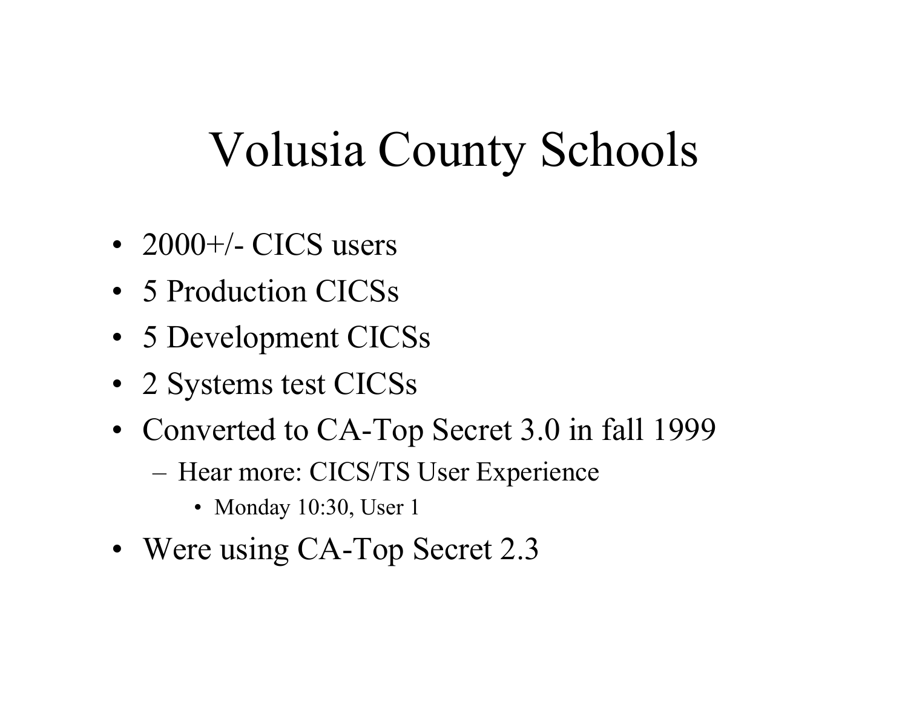# Volusia County Schools

- 2000+/- CICS users
- 5 Production CICSs
- 5 Development CICSs
- 2 Systems test CICSs
- Converted to CA-Top Secret 3.0 in fall 1999
  - Hear more: CICS/TS User Experience
    - Monday 10:30, User 1
- Were using CA-Top Secret 2.3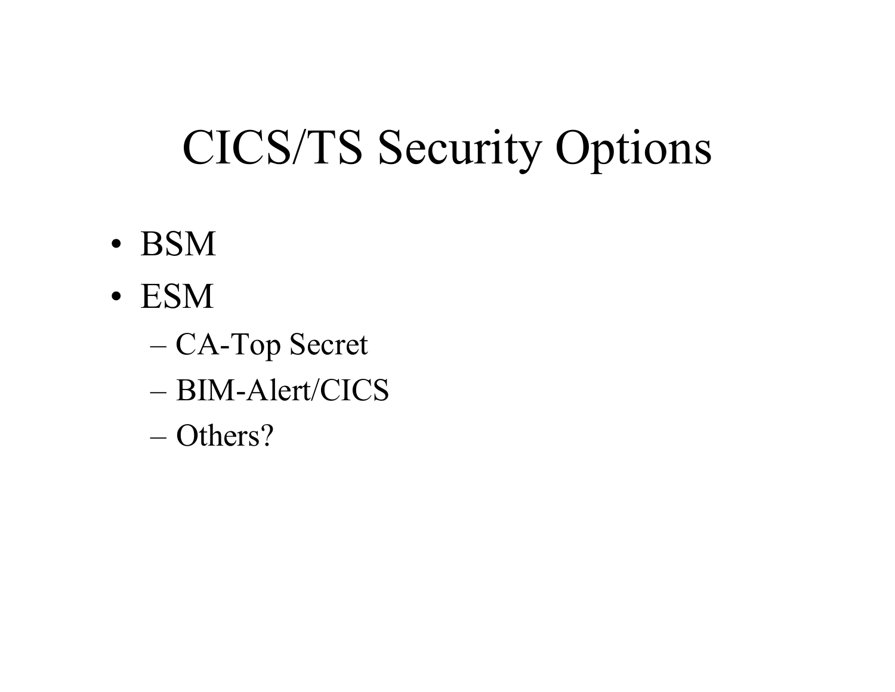# CICS/TS Security Options

- BSM
- ESM
  - CA-Top Secret
  - BIM-Alert/CICS
  - Others?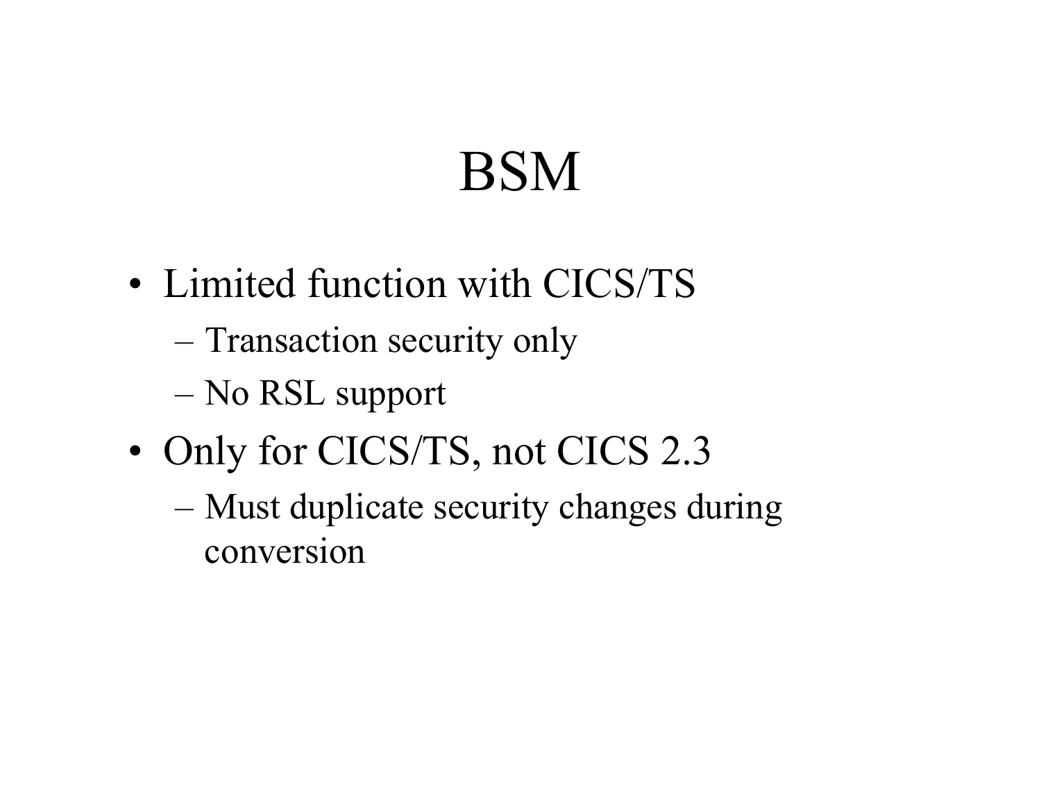# BSM

- Limited function with CICS/TS
  - Transaction security only
  - No RSL support
- Only for CICS/TS, not CICS 2.3
  - Must duplicate security changes during conversion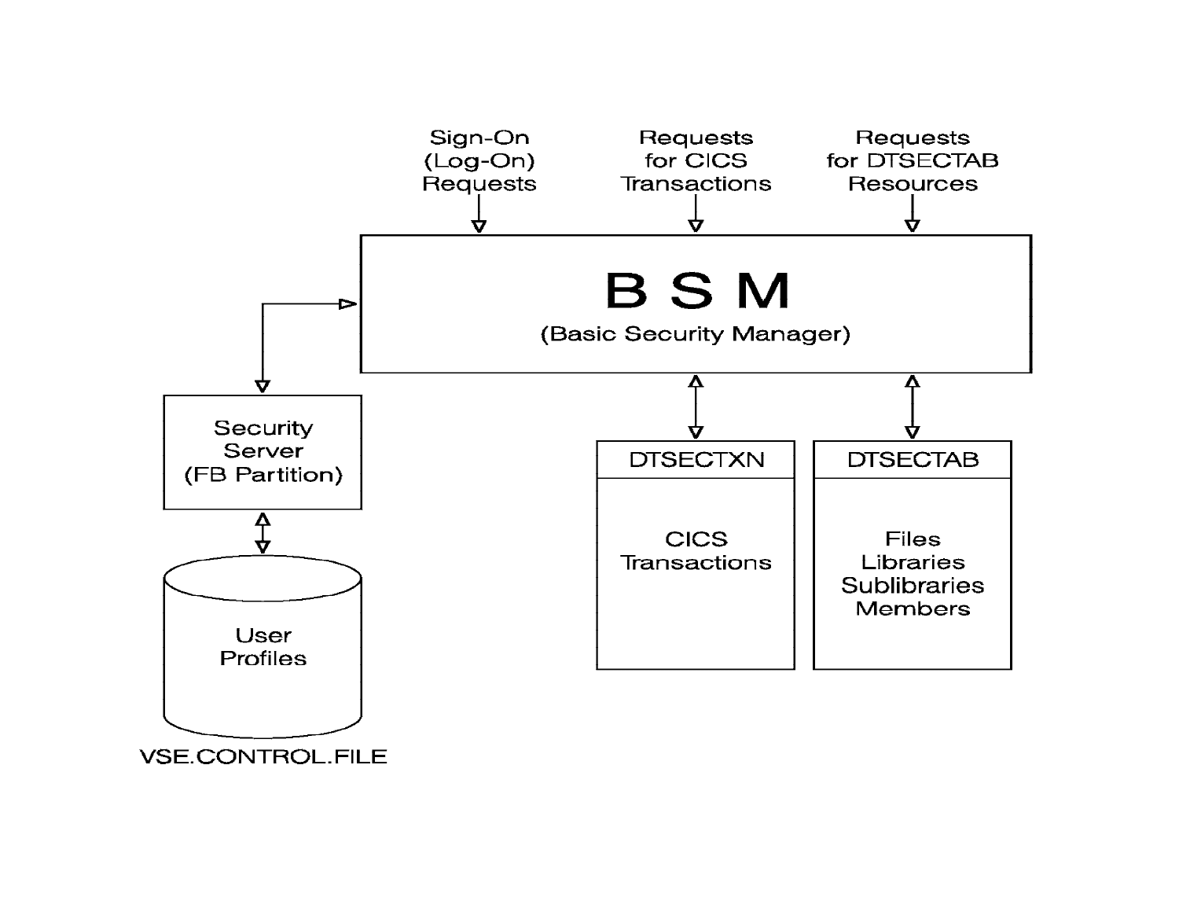Sign-On (Log-On) Requests

Requests for CICS Transactions

Requests for DTSECTAB Resources

**B S M**

(Basic Security Manager)

Security Server (FB Partition)

User Profiles

VSE.CONTROL.FILE

DTSECTXN

CICS Transactions

DTSECTAB

Files
Libraries
Sublibraries
Members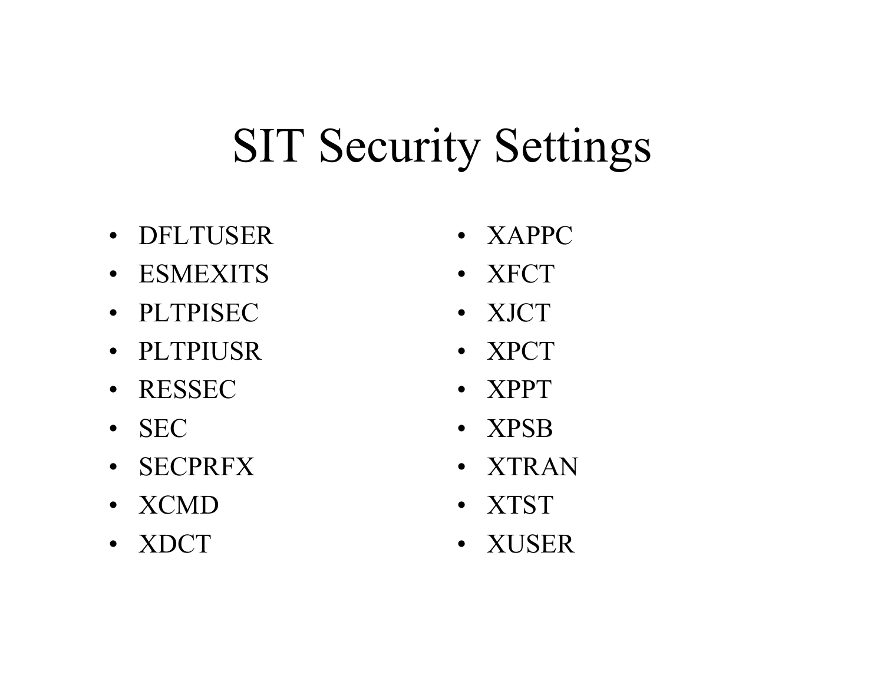# SIT Security Settings

- DFLTUSER
- ESMEXITS
- PLTPISEC
- PLTPIUSR
- RESSEC
- SEC
- SECPRFX
- XCMD
- XDCT
- XAPPC
- XFCT
- XJCT
- XPCT
- XPPT
- XPSB
- XTRAN
- XTST
- XUSER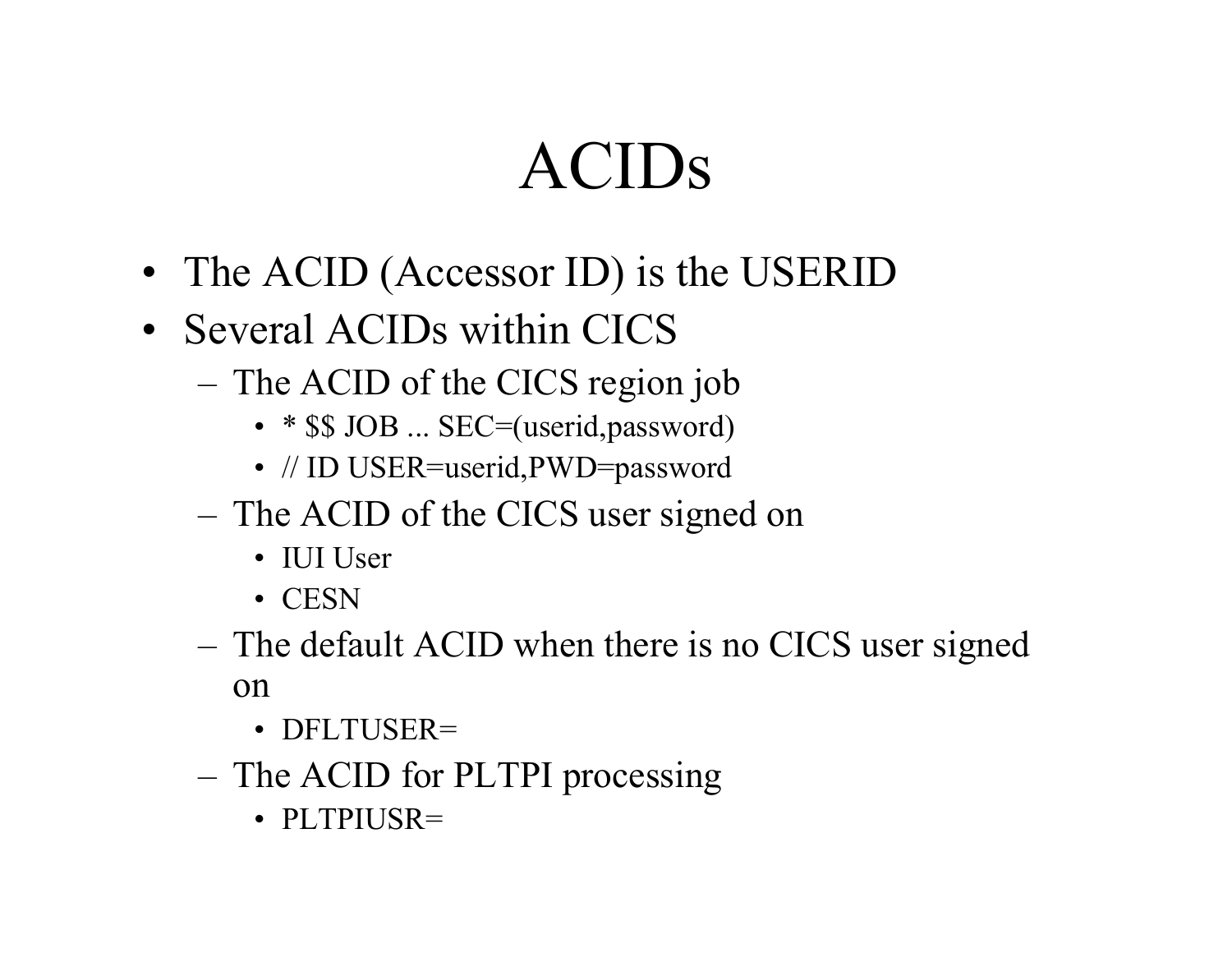# ACIDs

- The ACID (Accessor ID) is the USERID
- Several ACIDs within CICS
  - The ACID of the CICS region job
    - * $$ JOB ... SEC=(userid,password)
    - // ID USER=userid,PWD=password
  - The ACID of the CICS user signed on
    - IUI User
    - CESN
  - The default ACID when there is no CICS user signed on
    - DFLTUSER=
  - The ACID for PLTPI processing
    - PLTPIUSR=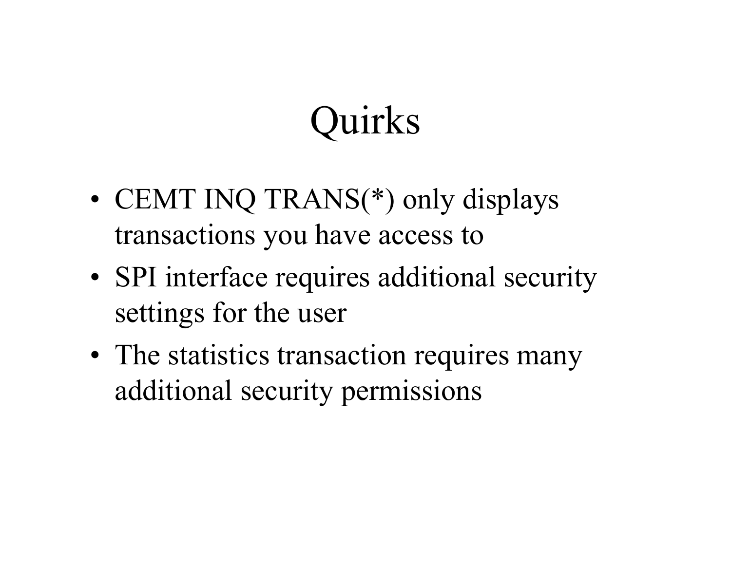# Quirks

- CEMT INQ TRANS(*) only displays transactions you have access to
- SPI interface requires additional security settings for the user
- The statistics transaction requires many additional security permissions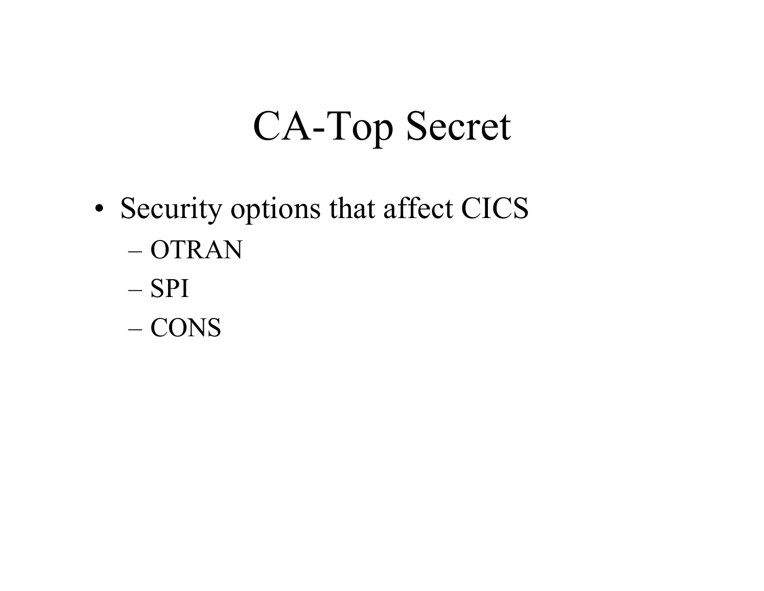# CA-Top Secret

- Security options that affect CICS
  - OTRAN
  - SPI
  - CONS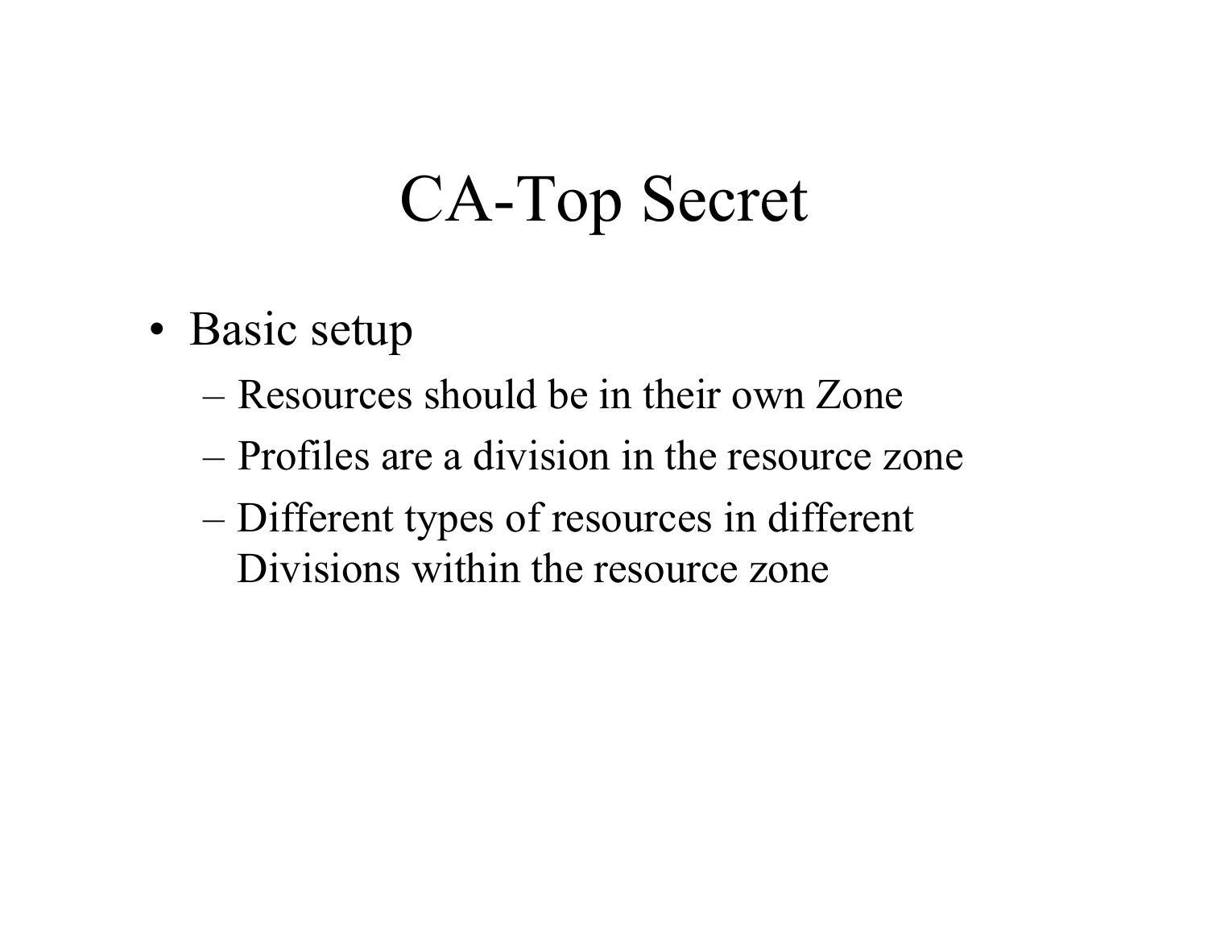# CA-Top Secret

- Basic setup
  - Resources should be in their own Zone
  - Profiles are a division in the resource zone
  - Different types of resources in different Divisions within the resource zone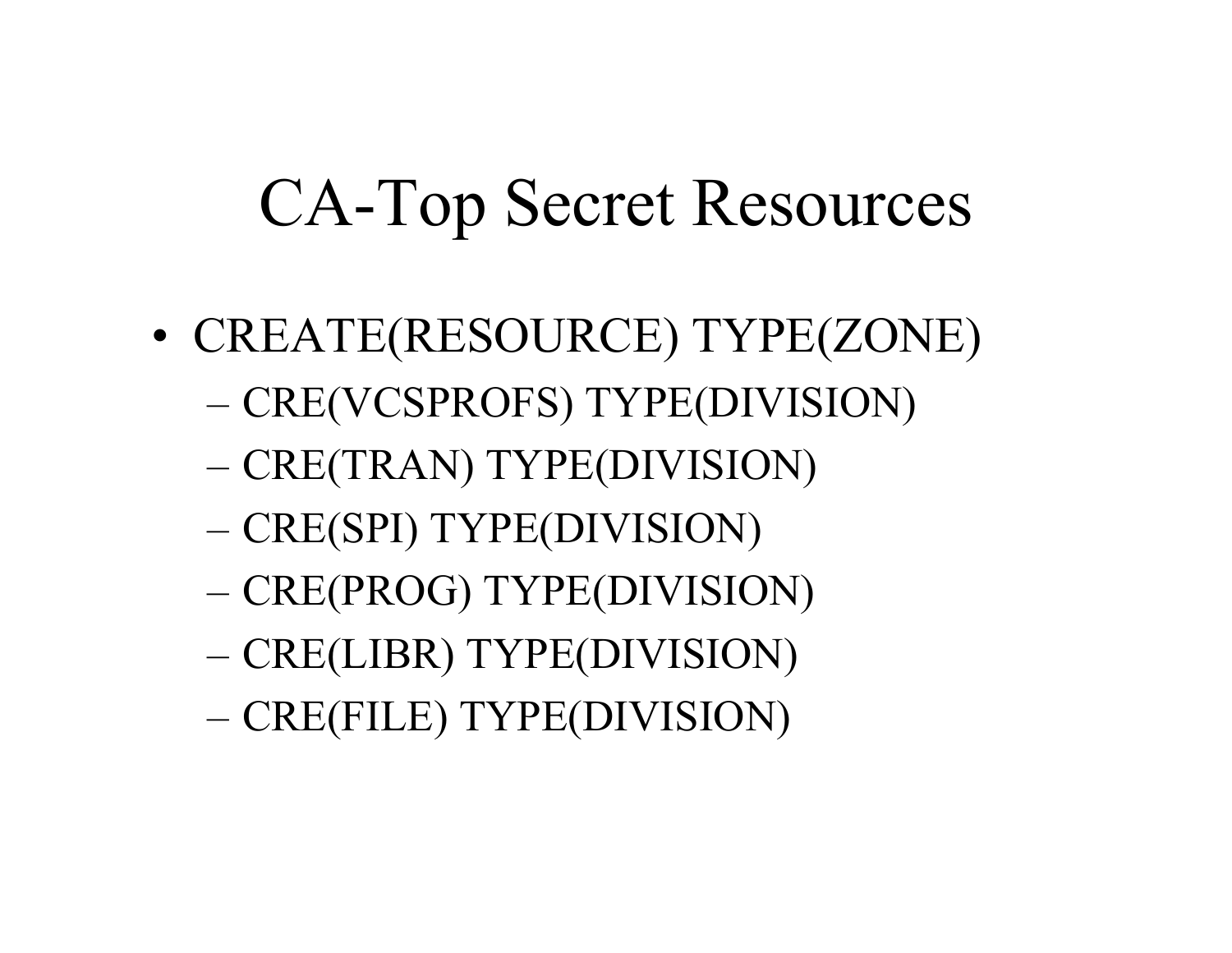# CA-Top Secret Resources

- CREATE(RESOURCE) TYPE(ZONE)
  - CRE(VCSPROFS) TYPE(DIVISION)
  - CRE(TRAN) TYPE(DIVISION)
  - CRE(SPI) TYPE(DIVISION)
  - CRE(PROG) TYPE(DIVISION)
  - CRE(LIBR) TYPE(DIVISION)
  - CRE(FILE) TYPE(DIVISION)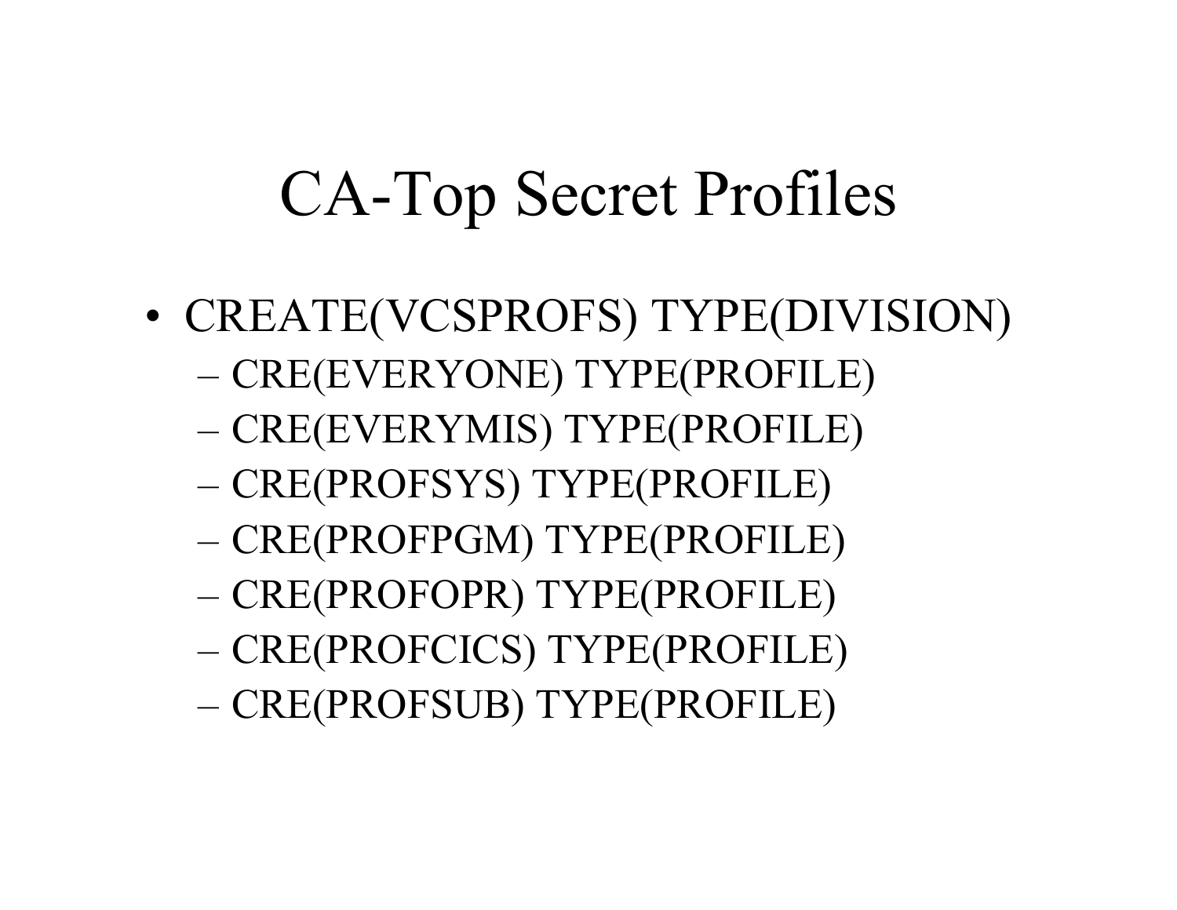# CA-Top Secret Profiles

- CREATE(VCSPROFS) TYPE(DIVISION)
  - CRE(EVERYONE) TYPE(PROFILE)
  - CRE(EVERYMIS) TYPE(PROFILE)
  - CRE(PROFSYS) TYPE(PROFILE)
  - CRE(PROFPGM) TYPE(PROFILE)
  - CRE(PROFOPR) TYPE(PROFILE)
  - CRE(PROFCICS) TYPE(PROFILE)
  - CRE(PROFSUB) TYPE(PROFILE)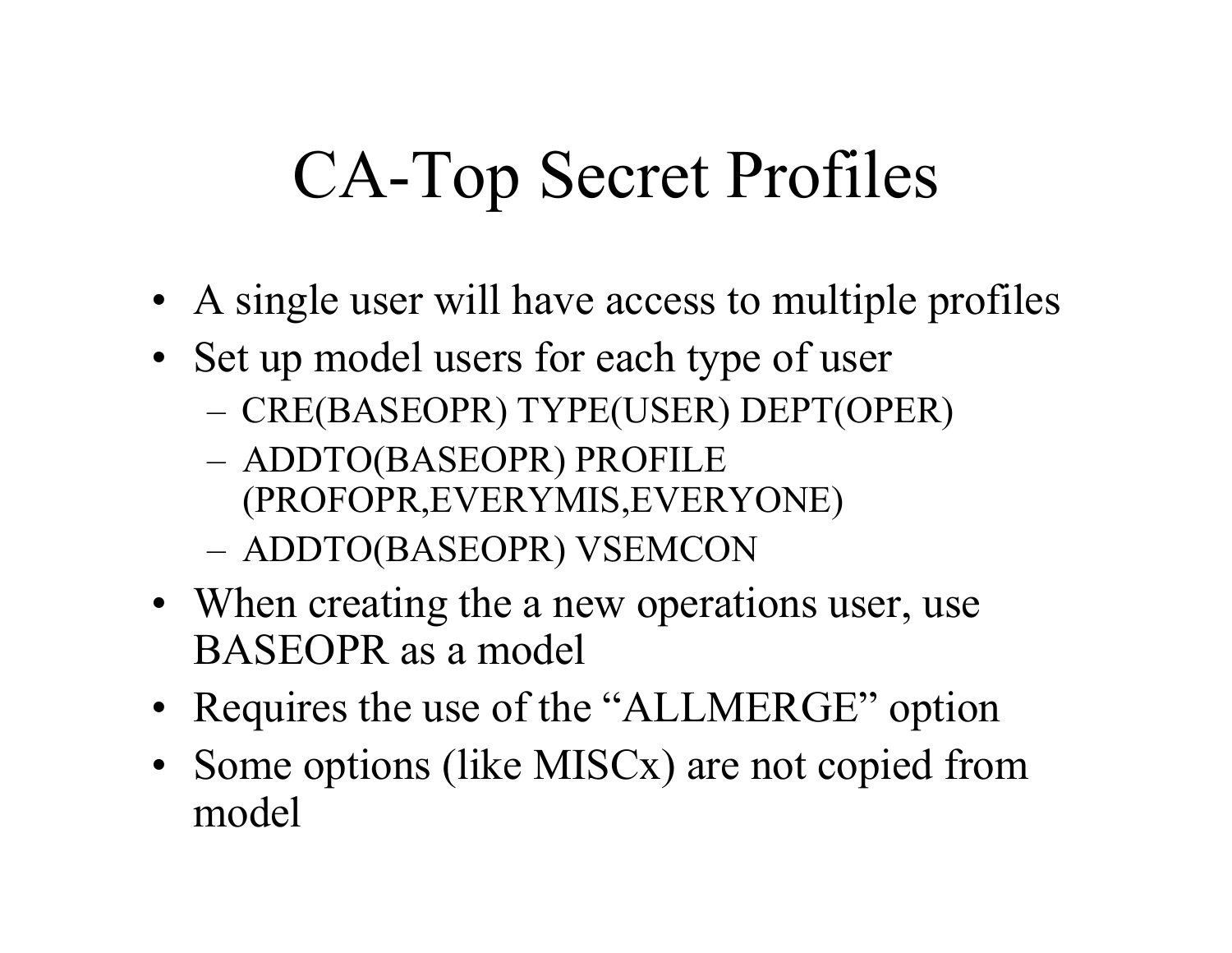# CA-Top Secret Profiles

- A single user will have access to multiple profiles
- Set up model users for each type of user
  - CRE(BASEOPR) TYPE(USER) DEPT(OPER)
  - ADDTO(BASEOPR) PROFILE (PROFOPR,EVERYMIS,EVERYONE)
  - ADDTO(BASEOPR) VSEMCON
- When creating the a new operations user, use BASEOPR as a model
- Requires the use of the “ALLMERGE” option
- Some options (like MISCx) are not copied from model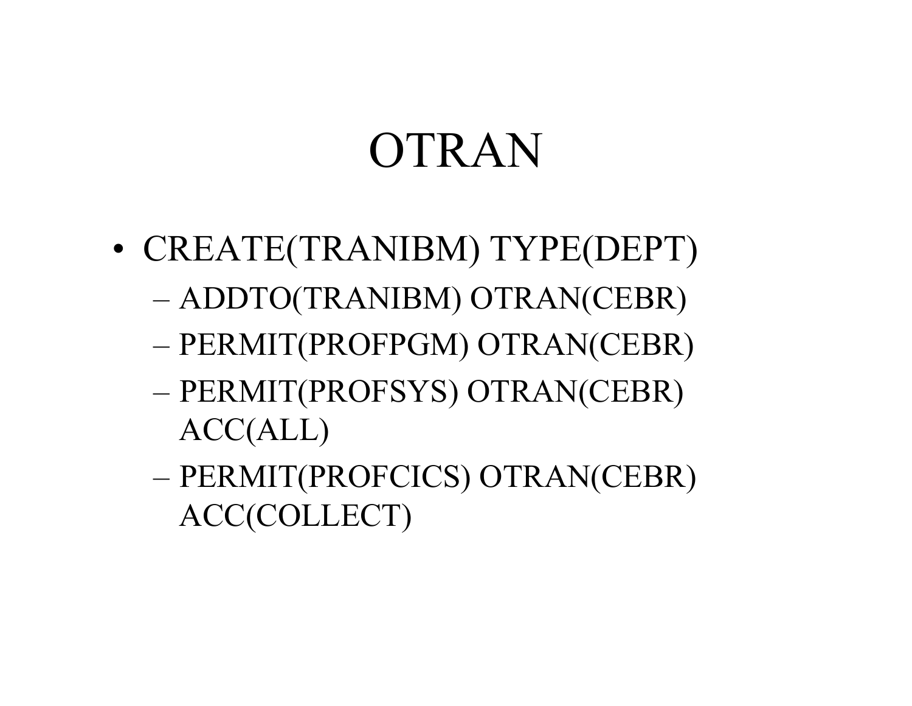# OTRAN

- CREATE(TRANIBM) TYPE(DEPT)
  - ADDTO(TRANIBM) OTRAN(CEBR)
  - PERMIT(PROFPGM) OTRAN(CEBR)
  - PERMIT(PROFSYS) OTRAN(CEBR) ACC(ALL)
  - PERMIT(PROFCICS) OTRAN(CEBR) ACC(COLLECT)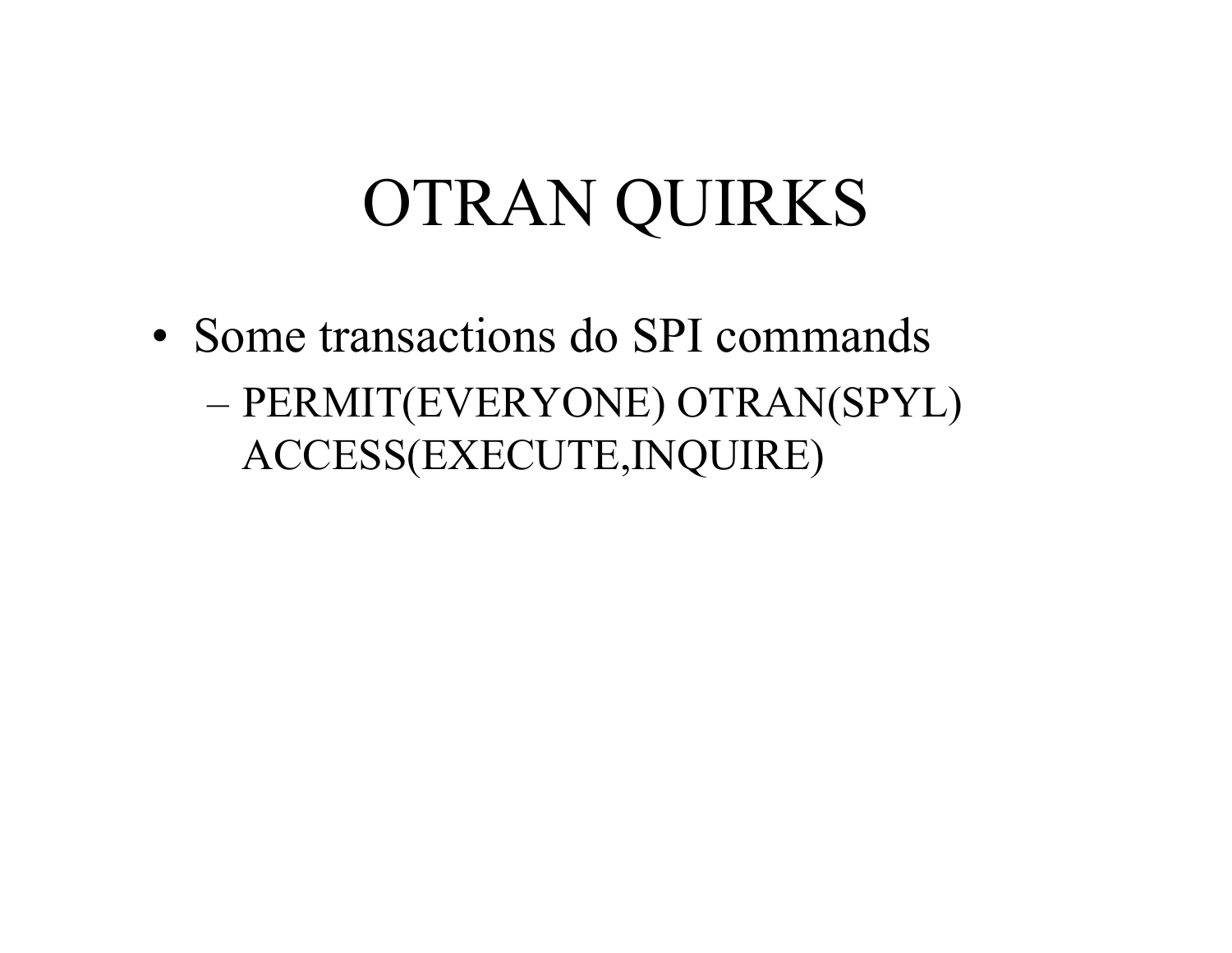# OTRAN QUIRKS

- Some transactions do SPI commands
  - PERMIT(EVERYONE) OTRAN(SPYL) ACCESS(EXECUTE,INQUIRE)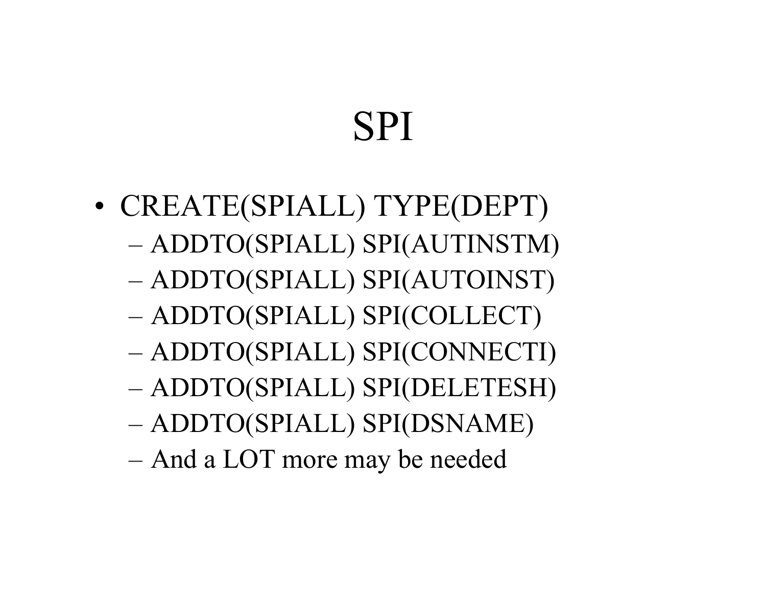# SPI

- CREATE(SPIALL) TYPE(DEPT)
  - ADDTO(SPIALL) SPI(AUTINSTM)
  - ADDTO(SPIALL) SPI(AUTOINST)
  - ADDTO(SPIALL) SPI(COLLECT)
  - ADDTO(SPIALL) SPI(CONNECTI)
  - ADDTO(SPIALL) SPI(DELETESH)
  - ADDTO(SPIALL) SPI(DSNAME)
  - And a LOT more may be needed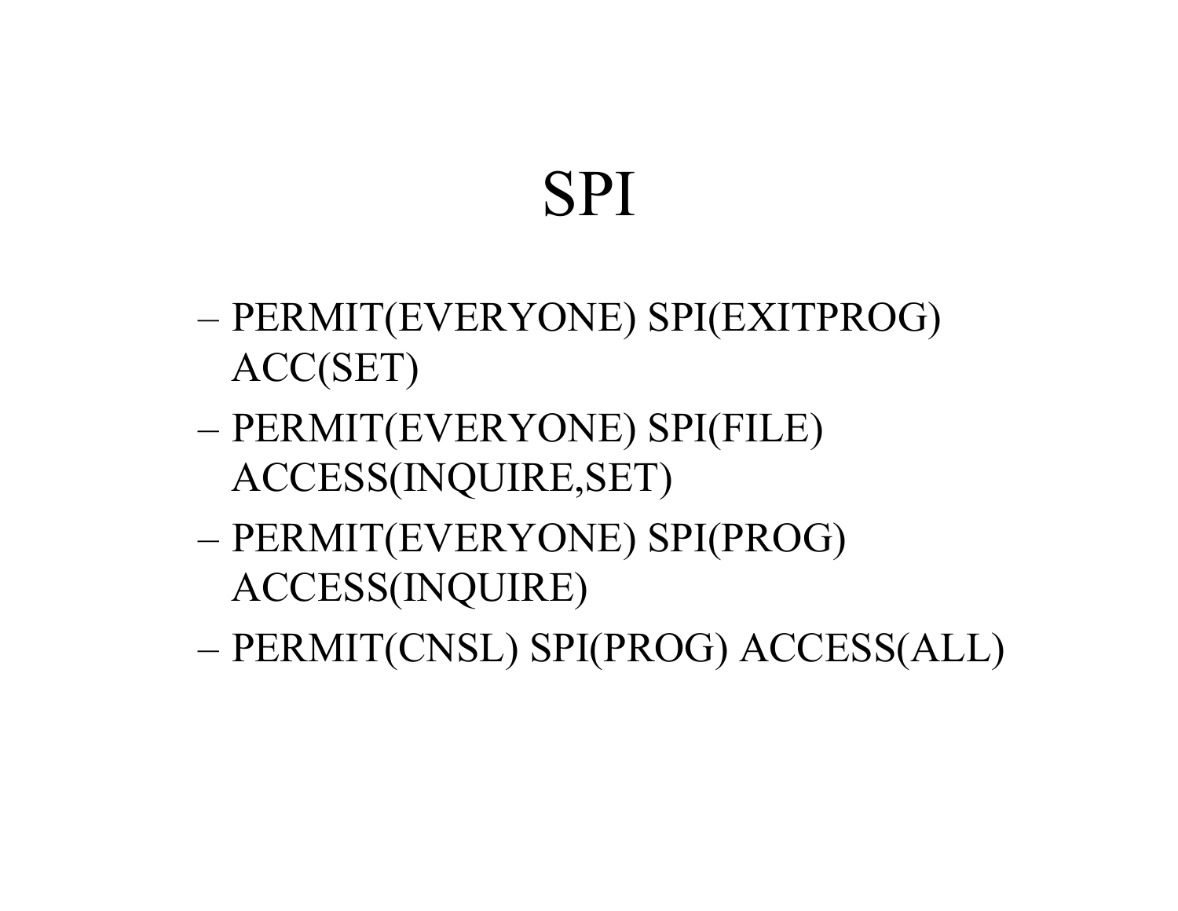# SPI

- PERMIT(EVERYONE) SPI(EXITPROG) ACC(SET)
- PERMIT(EVERYONE) SPI(FILE) ACCESS(INQUIRE,SET)
- PERMIT(EVERYONE) SPI(PROG) ACCESS(INQUIRE)
- PERMIT(CNSL) SPI(PROG) ACCESS(ALL)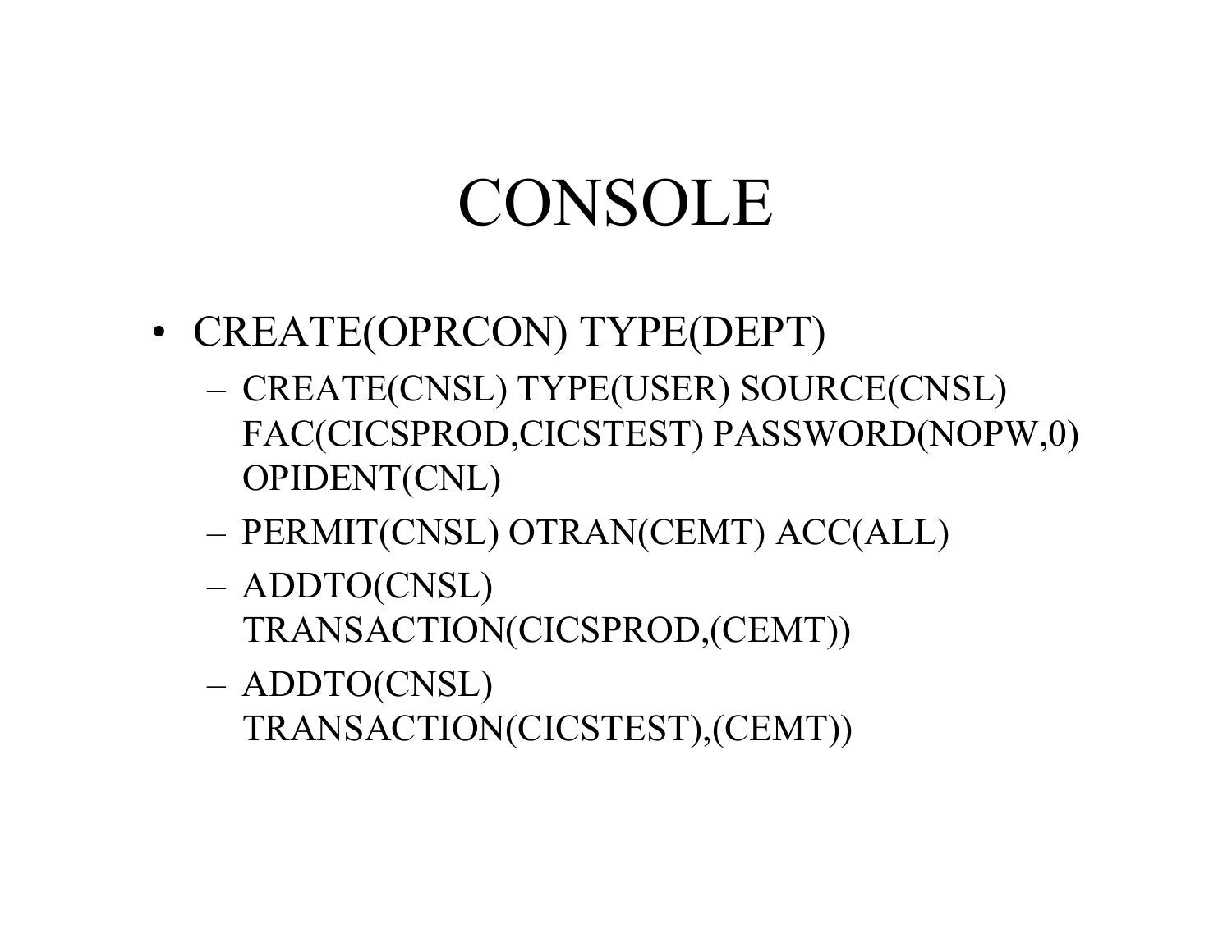# CONSOLE

- CREATE(OPRCON) TYPE(DEPT)
  - CREATE(CNSL) TYPE(USER) SOURCE(CNSL) FAC(CICSPROD,CICSTEST) PASSWORD(NOPW,0) OPIDENT(CNL)
  - PERMIT(CNSL) OTRAN(CEMT) ACC(ALL)
  - ADDTO(CNSL) TRANSACTION(CICSPROD,(CEMT))
  - ADDTO(CNSL) TRANSACTION(CICSTEST),(CEMT))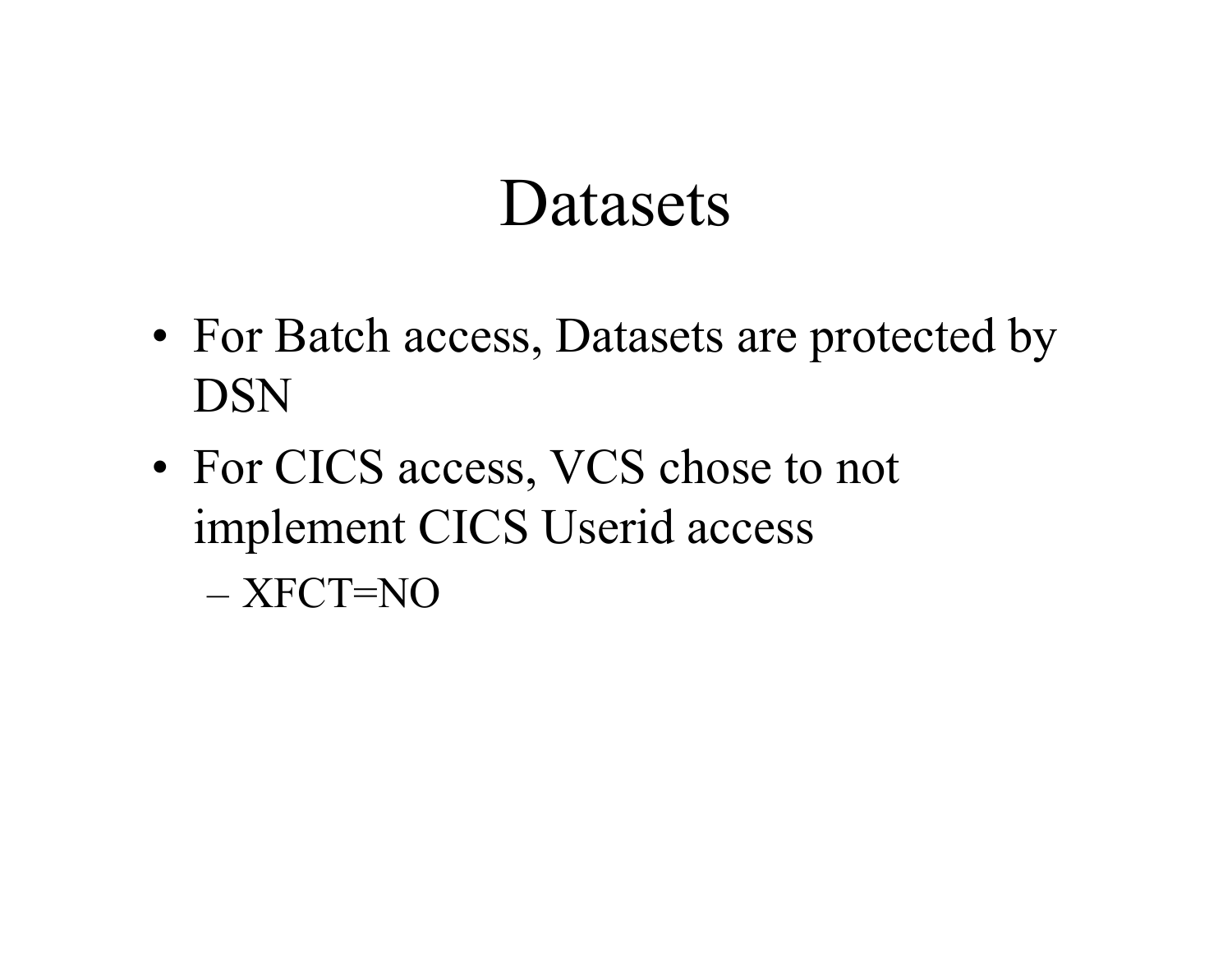# Datasets

- For Batch access, Datasets are protected by DSN
- For CICS access, VCS chose to not implement CICS Userid access
  - XFCT=NO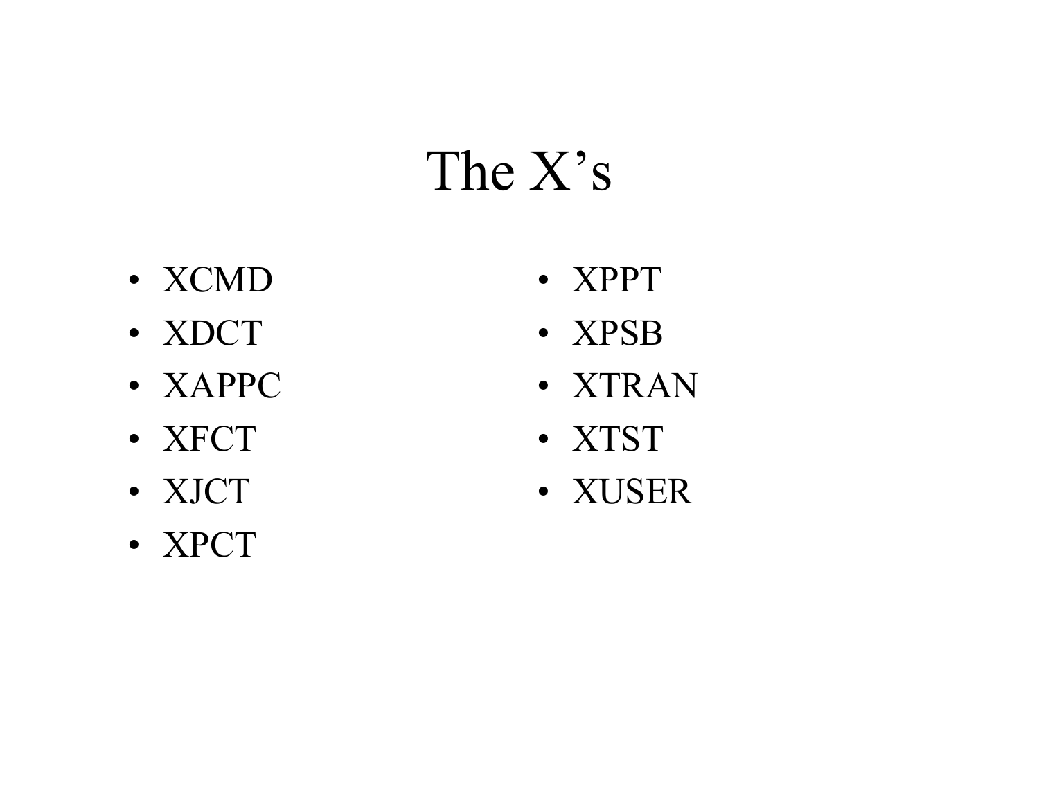# The X's

- XCMD
- XDCT
- XAPPC
- XFCT
- XJCT
- XPCT
- XPPT
- XPSB
- XTRAN
- XTST
- XUSER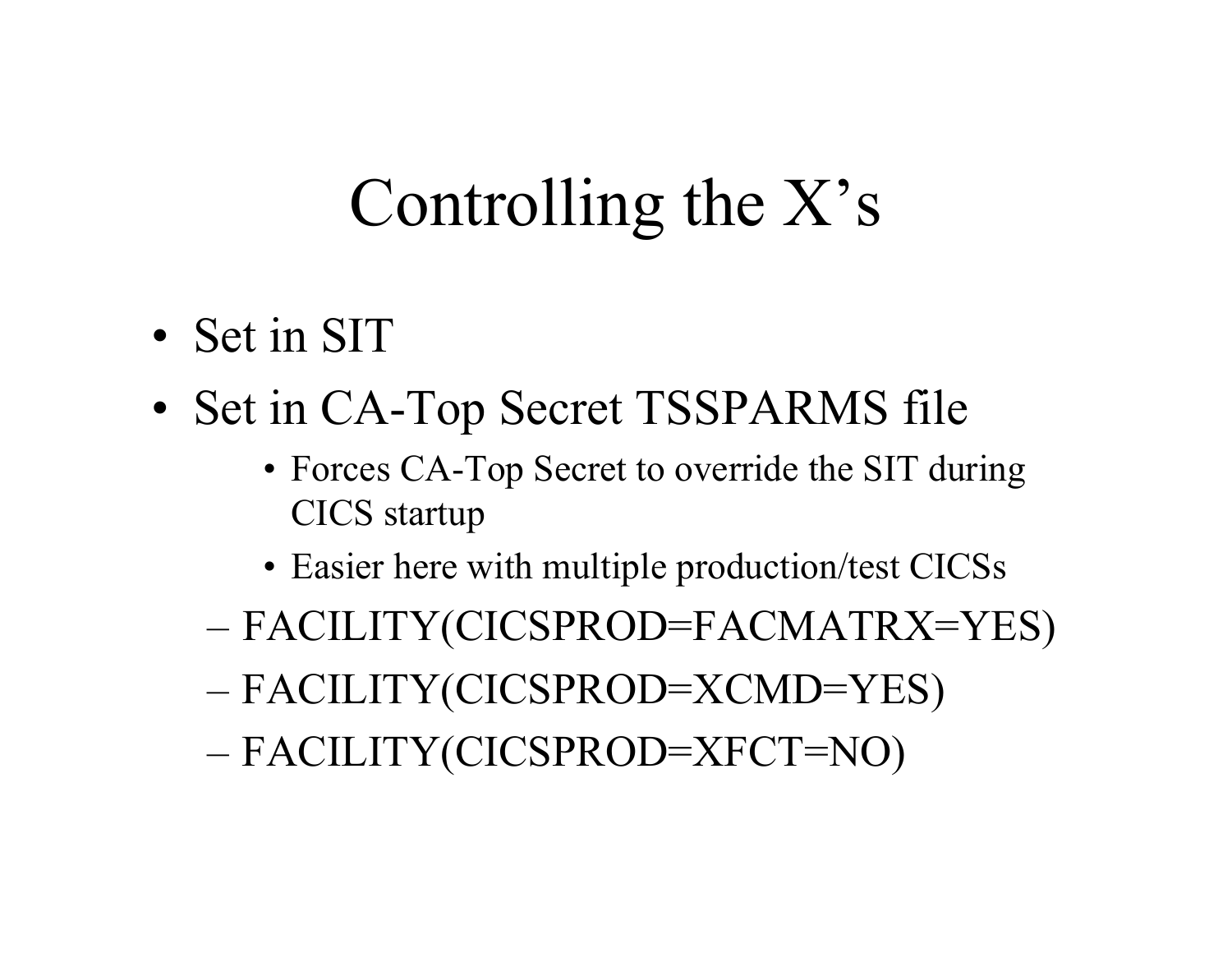# Controlling the X's

- Set in SIT
- Set in CA-Top Secret TSSPARMS file
  - Forces CA-Top Secret to override the SIT during CICS startup
  - Easier here with multiple production/test CICSs
  - FACILITY(CICSPROD=FACMATRX=YES)
  - FACILITY(CICSPROD=XCMD=YES)
  - FACILITY(CICSPROD=XFCT=NO)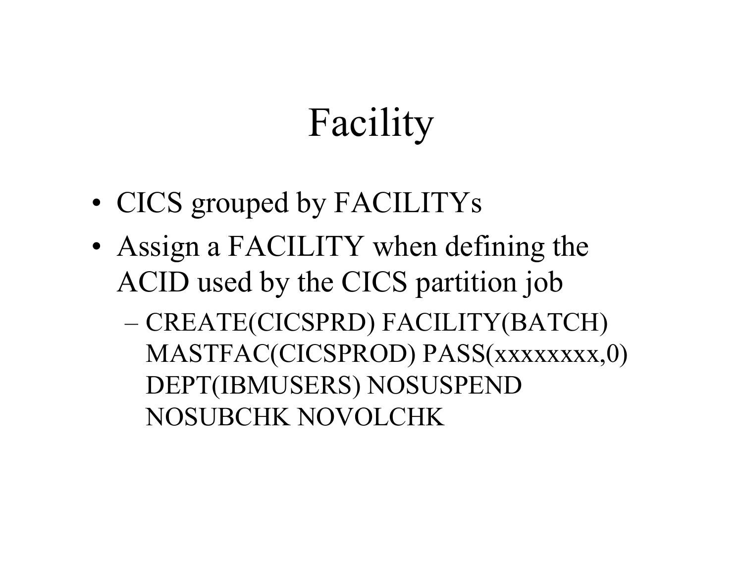# Facility

- CICS grouped by FACILITYs
- Assign a FACILITY when defining the ACID used by the CICS partition job
  - CREATE(CICSPRD) FACILITY(BATCH) MASTFAC(CICSPROD) PASS(xxxxxxxx,0) DEPT(IBMUSERS) NOSUSPEND NOSUBCHK NOVOLCHK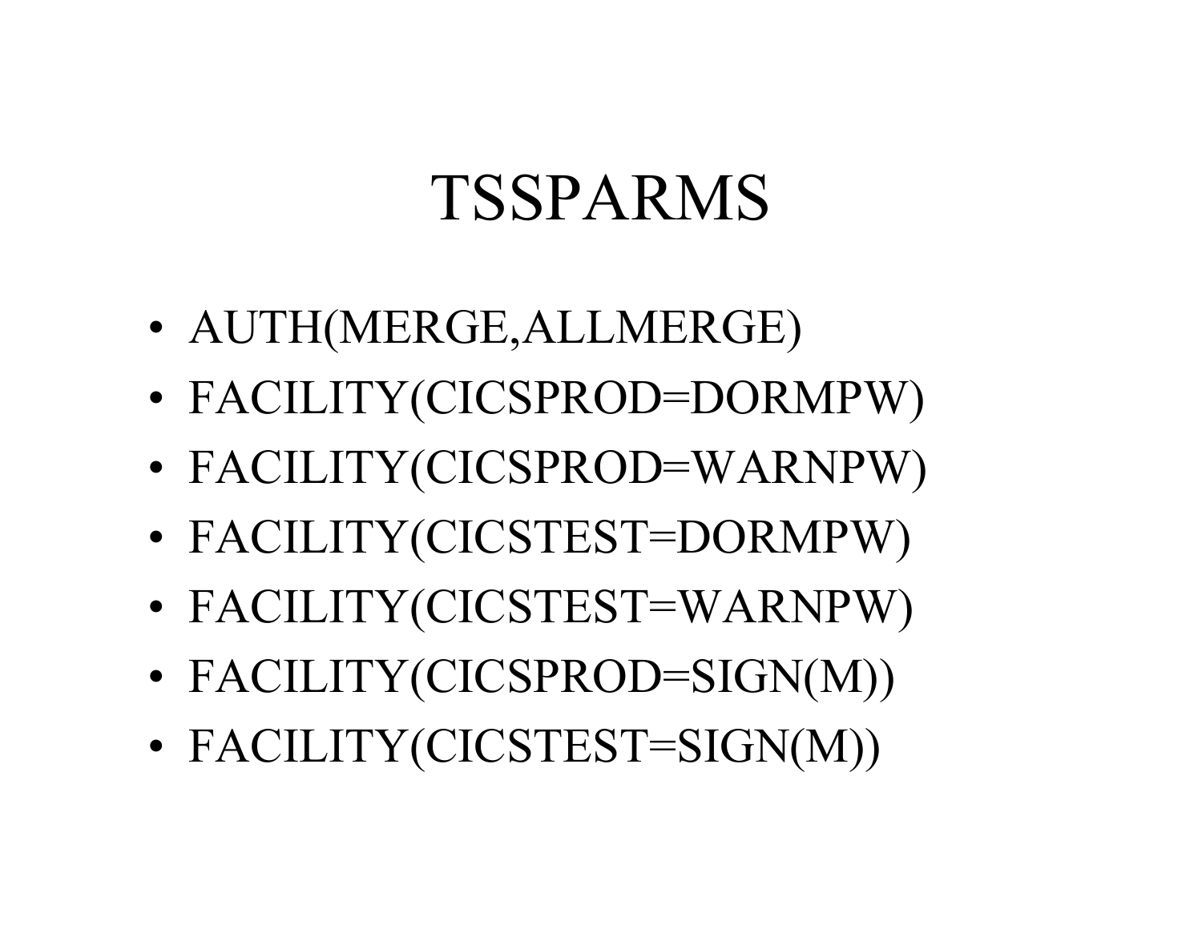# TSSPARMS

- AUTH(MERGE,ALLMERGE)
- FACILITY(CICSPROD=DORMPW)
- FACILITY(CICSPROD=WARNPW)
- FACILITY(CICSTEST=DORMPW)
- FACILITY(CICSTEST=WARNPW)
- FACILITY(CICSPROD=SIGN(M))
- FACILITY(CICSTEST=SIGN(M))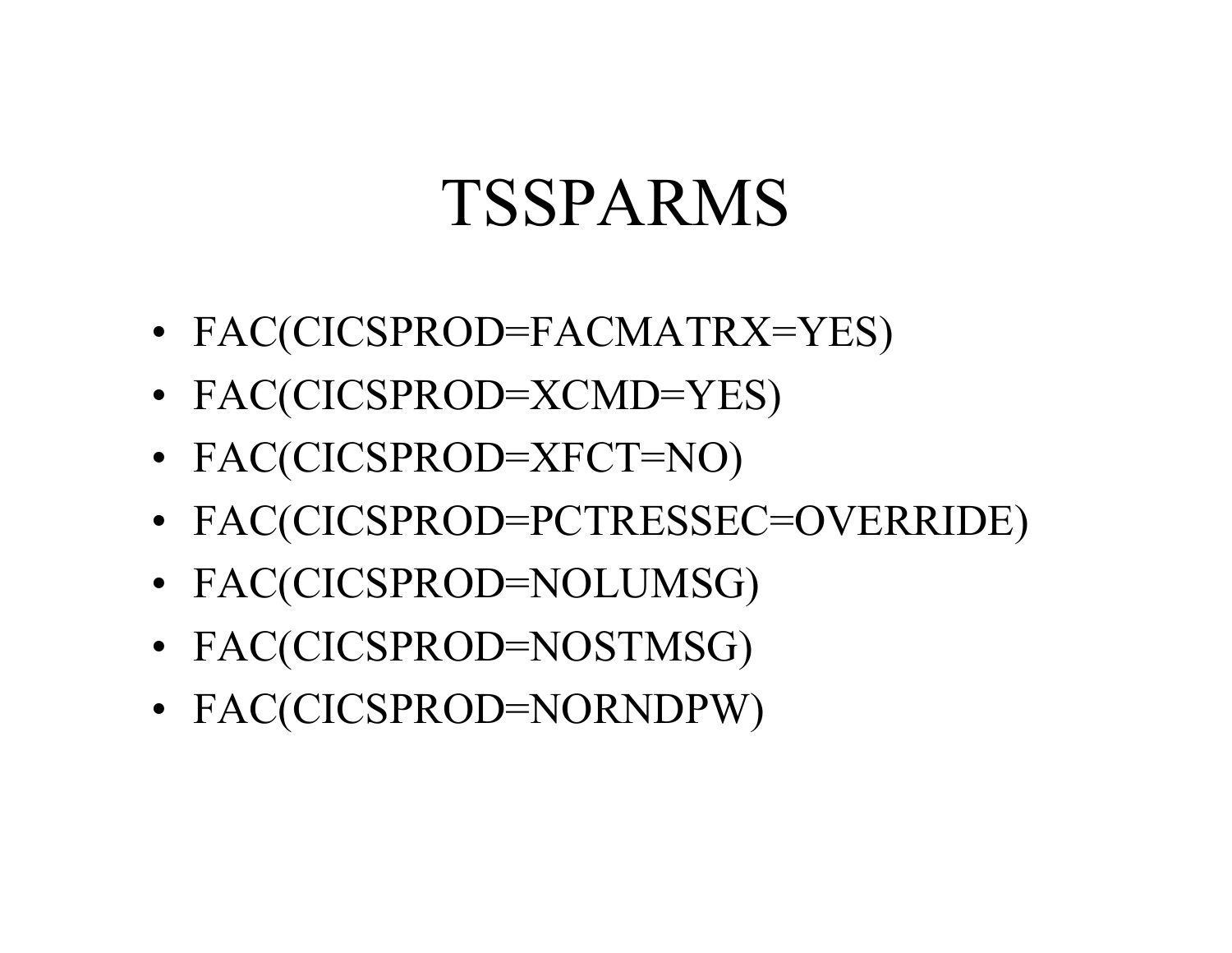# TSSPARMS

- FAC(CICSPROD=FACMATRX=YES)
- FAC(CICSPROD=XCMD=YES)
- FAC(CICSPROD=XFCT=NO)
- FAC(CICSPROD=PCTRESSEC=OVERRIDE)
- FAC(CICSPROD=NOLUMSG)
- FAC(CICSPROD=NOSTMSG)
- FAC(CICSPROD=NORNDPW)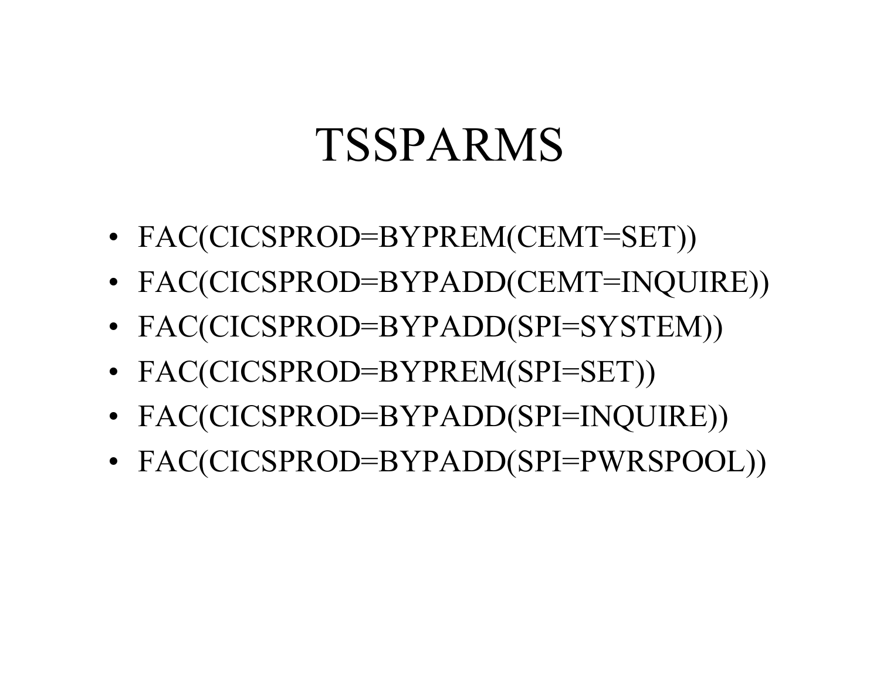# TSSPARMS

- FAC(CICSPROD=BYPREM(CEMT=SET))
- FAC(CICSPROD=BYPADD(CEMT=INQUIRE))
- FAC(CICSPROD=BYPADD(SPI=SYSTEM))
- FAC(CICSPROD=BYPREM(SPI=SET))
- FAC(CICSPROD=BYPADD(SPI=INQUIRE))
- FAC(CICSPROD=BYPADD(SPI=PWRSPOOL))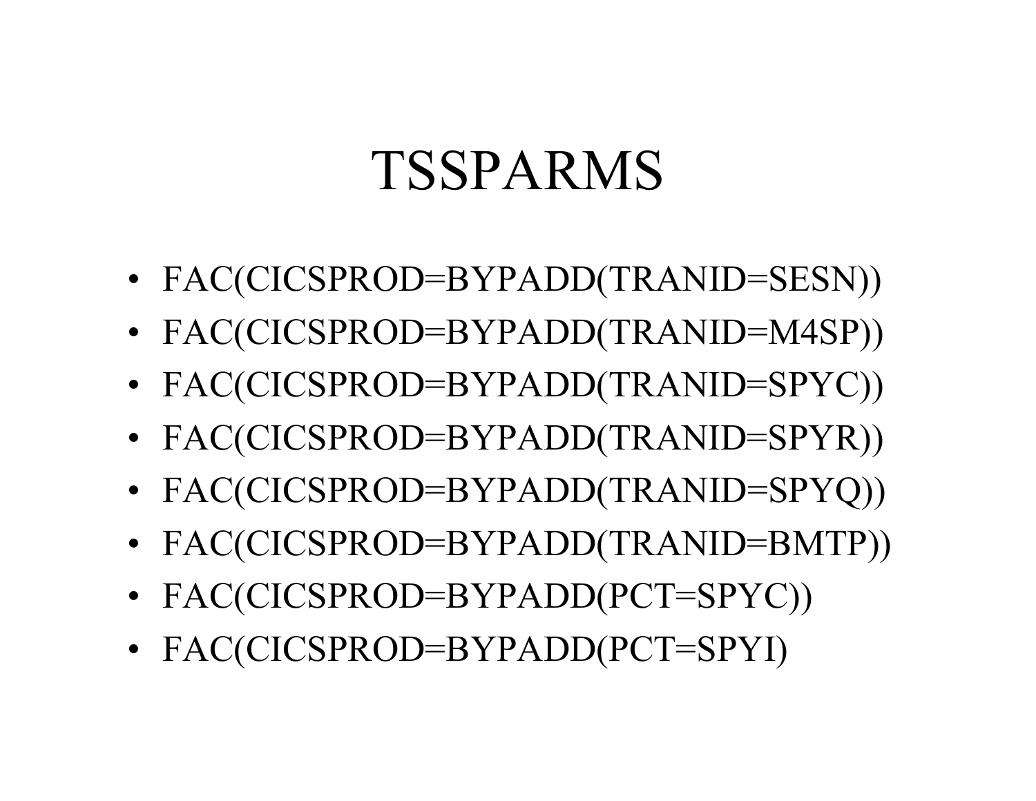# TSSPARMS

- FAC(CICSPROD=BYPADD(TRANID=SESN))
- FAC(CICSPROD=BYPADD(TRANID=M4SP))
- FAC(CICSPROD=BYPADD(TRANID=SPYC))
- FAC(CICSPROD=BYPADD(TRANID=SPYR))
- FAC(CICSPROD=BYPADD(TRANID=SPYQ))
- FAC(CICSPROD=BYPADD(TRANID=BMTP))
- FAC(CICSPROD=BYPADD(PCT=SPYC))
- FAC(CICSPROD=BYPADD(PCT=SPYI)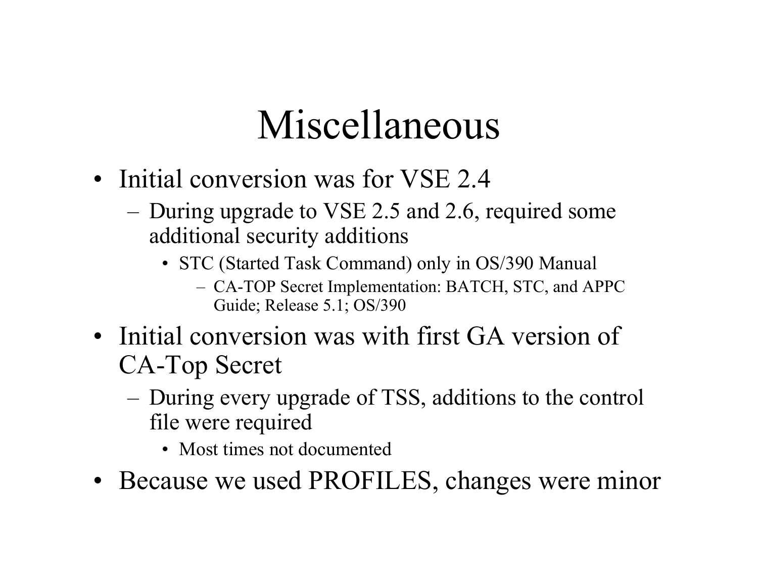# Miscellaneous

- Initial conversion was for VSE 2.4
  - During upgrade to VSE 2.5 and 2.6, required some additional security additions
    - STC (Started Task Command) only in OS/390 Manual
      - CA-TOP Secret Implementation: BATCH, STC, and APPC Guide; Release 5.1; OS/390
- Initial conversion was with first GA version of CA-Top Secret
  - During every upgrade of TSS, additions to the control file were required
    - Most times not documented
- Because we used PROFILES, changes were minor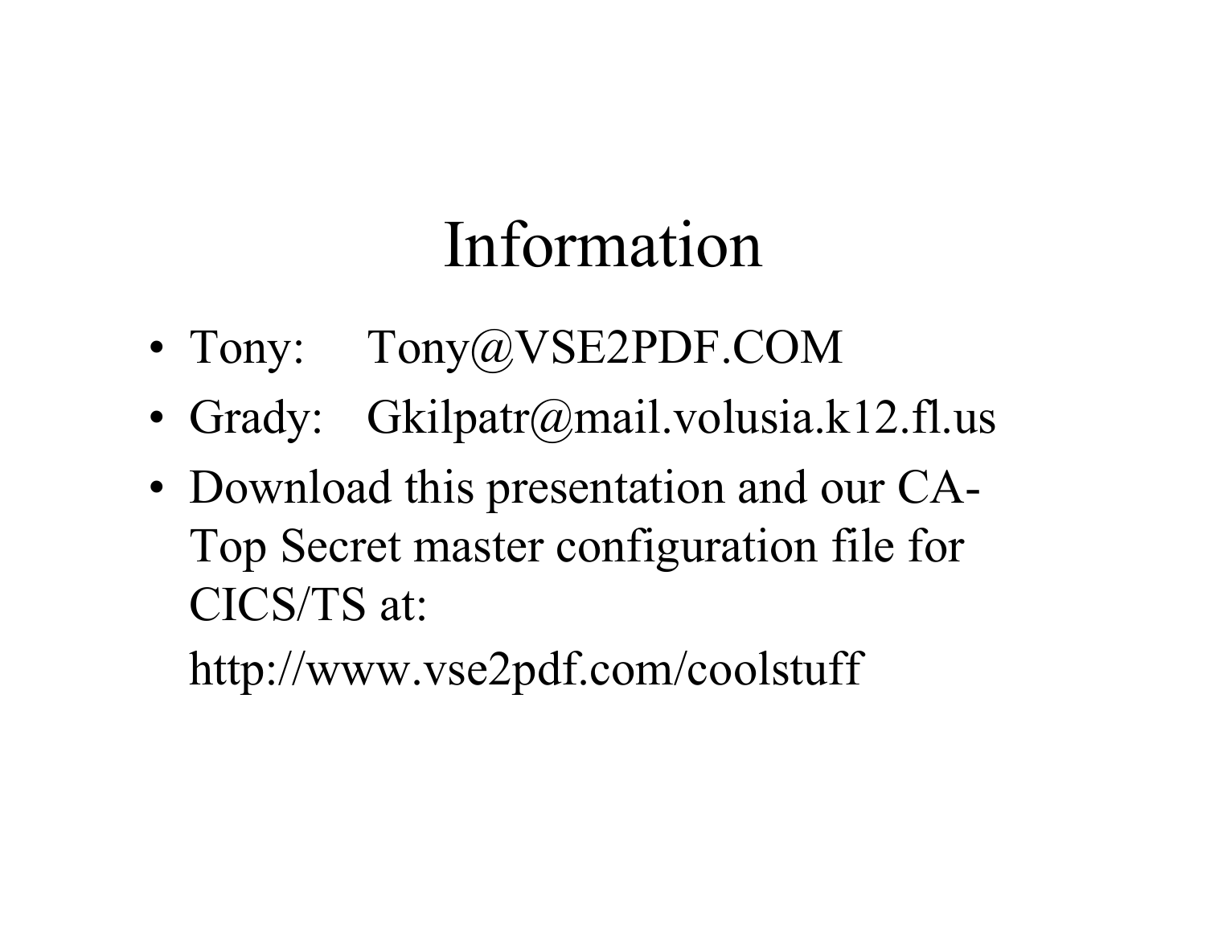# Information

- Tony: Tony@VSE2PDF.COM
- Grady: Gkilpatr@mail.volusia.k12.fl.us
- Download this presentation and our CA-Top Secret master configuration file for CICS/TS at:

  http://www.vse2pdf.com/coolstuff